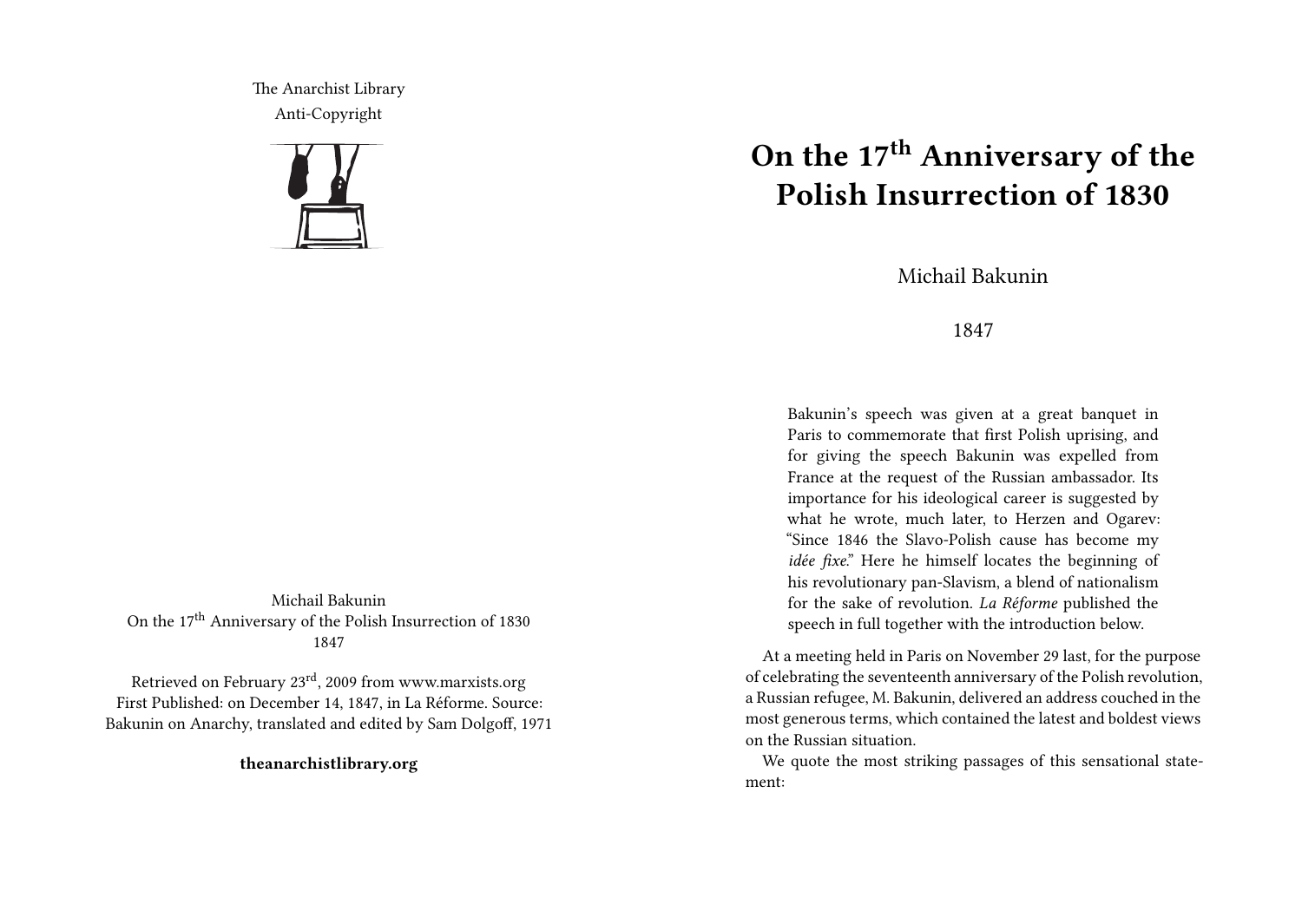# On the 17th Anniversary of the Polish Insurrection of 1830

Michail Bakunin

1847

> Bakunin's speech was given at a great banquet in Paris to commemorate that first Polish uprising, and for giving the speech Bakunin was expelled from France at the request of the Russian ambassador. Its importance for his ideological career is suggested by what he wrote, much later, to Herzen and Ogarev: "Since 1846 the Slavo-Polish cause has become my *idée fixe*." Here he himself locates the beginning of his revolutionary pan-Slavism, a blend of nationalism for the sake of revolution. *La Réforme* published the speech in full together with the introduction below.

At a meeting held in Paris on November 29 last, for the purpose of celebrating the seventeenth anniversary of the Polish revolution, a Russian refugee, M. Bakunin, delivered an address couched in the most generous terms, which contained the latest and boldest views on the Russian situation.

We quote the most striking passages of this sensational statement:

---

The Anarchist Library
Anti-Copyright

Michail Bakunin
On the 17th Anniversary of the Polish Insurrection of 1830
1847

Retrieved on February 23rd, 2009 from www.marxists.org
First Published: on December 14, 1847, in La Réforme. Source: Bakunin on Anarchy, translated and edited by Sam Dolgoff, 1971

**theanarchistlibrary.org**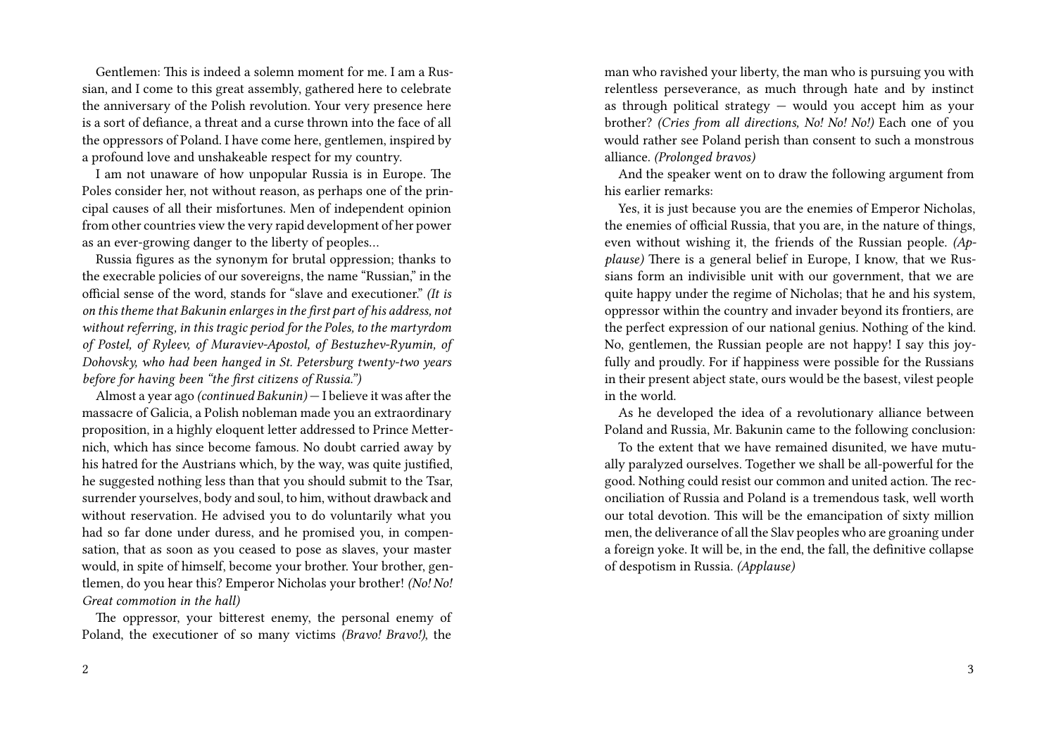Gentlemen: This is indeed a solemn moment for me. I am a Russian, and I come to this great assembly, gathered here to celebrate the anniversary of the Polish revolution. Your very presence here is a sort of defiance, a threat and a curse thrown into the face of all the oppressors of Poland. I have come here, gentlemen, inspired by a profound love and unshakeable respect for my country.

I am not unaware of how unpopular Russia is in Europe. The Poles consider her, not without reason, as perhaps one of the principal causes of all their misfortunes. Men of independent opinion from other countries view the very rapid development of her power as an ever-growing danger to the liberty of peoples…

Russia figures as the synonym for brutal oppression; thanks to the execrable policies of our sovereigns, the name "Russian," in the official sense of the word, stands for "slave and executioner." *(It is on this theme that Bakunin enlarges in the first part of his address, not without referring, in this tragic period for the Poles, to the martyrdom of Postel, of Ryleev, of Muraviev-Apostol, of Bestuzhev-Ryumin, of Dohovsky, who had been hanged in St. Petersburg twenty-two years before for having been "the first citizens of Russia.")*

Almost a year ago *(continued Bakunin)* — I believe it was after the massacre of Galicia, a Polish nobleman made you an extraordinary proposition, in a highly eloquent letter addressed to Prince Metternich, which has since become famous. No doubt carried away by his hatred for the Austrians which, by the way, was quite justified, he suggested nothing less than that you should submit to the Tsar, surrender yourselves, body and soul, to him, without drawback and without reservation. He advised you to do voluntarily what you had so far done under duress, and he promised you, in compensation, that as soon as you ceased to pose as slaves, your master would, in spite of himself, become your brother. Your brother, gentlemen, do you hear this? Emperor Nicholas your brother! *(No! No! Great commotion in the hall)*

The oppressor, your bitterest enemy, the personal enemy of Poland, the executioner of so many victims *(Bravo! Bravo!)*, the man who ravished your liberty, the man who is pursuing you with relentless perseverance, as much through hate and by instinct as through political strategy — would you accept him as your brother? *(Cries from all directions, No! No! No!)* Each one of you would rather see Poland perish than consent to such a monstrous alliance. *(Prolonged bravos)*

And the speaker went on to draw the following argument from his earlier remarks:

Yes, it is just because you are the enemies of Emperor Nicholas, the enemies of official Russia, that you are, in the nature of things, even without wishing it, the friends of the Russian people. *(Applause)* There is a general belief in Europe, I know, that we Russians form an indivisible unit with our government, that we are quite happy under the regime of Nicholas; that he and his system, oppressor within the country and invader beyond its frontiers, are the perfect expression of our national genius. Nothing of the kind. No, gentlemen, the Russian people are not happy! I say this joyfully and proudly. For if happiness were possible for the Russians in their present abject state, ours would be the basest, vilest people in the world.

As he developed the idea of a revolutionary alliance between Poland and Russia, Mr. Bakunin came to the following conclusion:

To the extent that we have remained disunited, we have mutually paralyzed ourselves. Together we shall be all-powerful for the good. Nothing could resist our common and united action. The reconciliation of Russia and Poland is a tremendous task, well worth our total devotion. This will be the emancipation of sixty million men, the deliverance of all the Slav peoples who are groaning under a foreign yoke. It will be, in the end, the fall, the definitive collapse of despotism in Russia. *(Applause)*